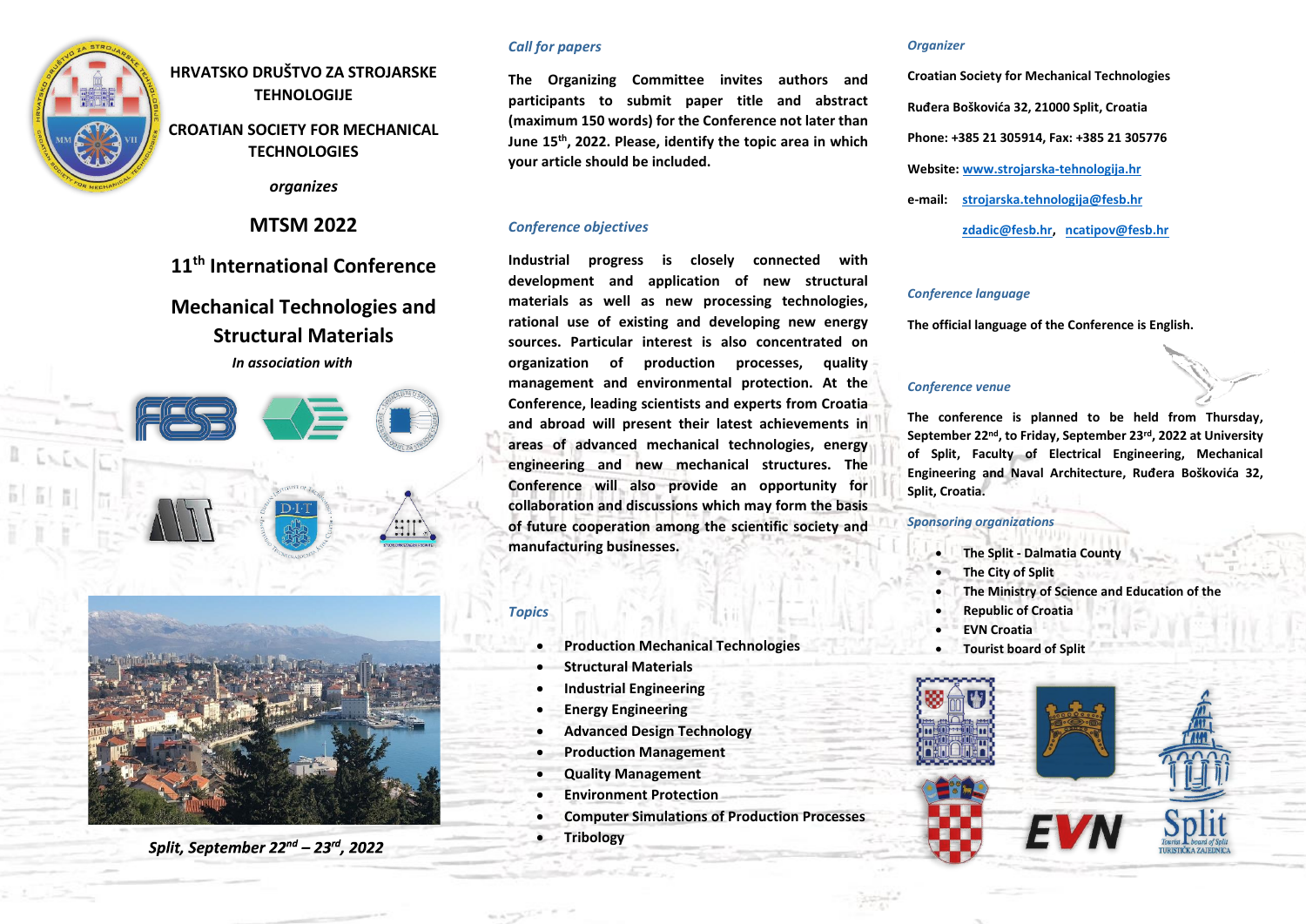**HRVATSKO DRUŠTVO ZA STROJARSKE TEHNOLOGIJE**

**CROATIAN SOCIETY FOR MECHANICAL TECHNOLOGIES**

*organizes*

# MTSM 2022

## 11th International Conference

## Mechanical Technologies and Structural Materials

***In association with***

*Split, September 22nd – 23rd, 2022*

### *Call for papers*

**The Organizing Committee invites authors and participants to submit paper title and abstract (maximum 150 words) for the Conference not later than June 15th, 2022. Please, identify the topic area in which your article should be included.**

### *Conference objectives*

**Industrial progress is closely connected with development and application of new structural materials as well as new processing technologies, rational use of existing and developing new energy sources. Particular interest is also concentrated on organization of production processes, quality management and environmental protection. At the Conference, leading scientists and experts from Croatia and abroad will present their latest achievements in areas of advanced mechanical technologies, energy engineering and new mechanical structures. The Conference will also provide an opportunity for collaboration and discussions which may form the basis of future cooperation among the scientific society and manufacturing businesses.**

### *Topics*

- **Production Mechanical Technologies**
- **Structural Materials**
- **Industrial Engineering**
- **Energy Engineering**
- **Advanced Design Technology**
- **Production Management**
- **Quality Management**
- **Environment Protection**
- **Computer Simulations of Production Processes**
- **Tribology**

### *Organizer*

**Croatian Society for Mechanical Technologies**

**Ruđera Boškovića 32, 21000 Split, Croatia**

**Phone: +385 21 305914, Fax: +385 21 305776**

**Website: www.strojarska-tehnologija.hr**

**e-mail: strojarska.tehnologija@fesb.hr**

**zdadic@fesb.hr, ncatipov@fesb.hr**

### *Conference language*

**The official language of the Conference is English.**

### *Conference venue*

**The conference is planned to be held from Thursday, September 22nd, to Friday, September 23rd, 2022 at University of Split, Faculty of Electrical Engineering, Mechanical Engineering and Naval Architecture, Ruđera Boškovića 32, Split, Croatia.**

### *Sponsoring organizations*

- **The Split - Dalmatia County**
- **The City of Split**
- **The Ministry of Science and Education of the**
- **Republic of Croatia**
- **EVN Croatia**
- **Tourist board of Split**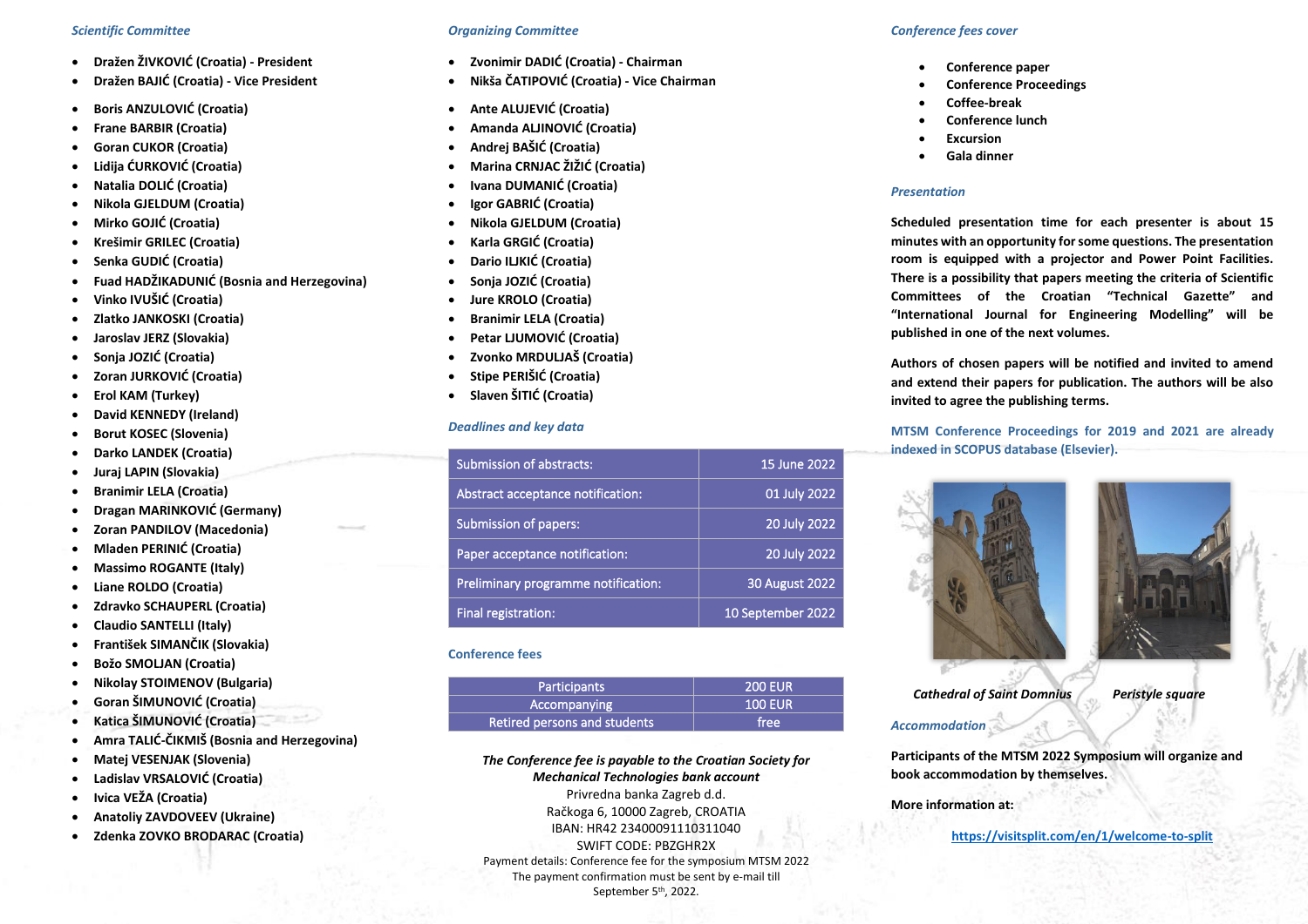### *Scientific Committee*

- **Dražen ŽIVKOVIĆ (Croatia) - President**
- **Dražen BAJIĆ (Croatia) - Vice President**

- **Boris ANZULOVIĆ (Croatia)**
- **Frane BARBIR (Croatia)**
- **Goran CUKOR (Croatia)**
- **Lidija ĆURKOVIĆ (Croatia)**
- **Natalia DOLIĆ (Croatia)**
- **Nikola GJELDUM (Croatia)**
- **Mirko GOJIĆ (Croatia)**
- **Krešimir GRILEC (Croatia)**
- **Senka GUDIĆ (Croatia)**
- **Fuad HADŽIKADUNIĆ (Bosnia and Herzegovina)**
- **Vinko IVUŠIĆ (Croatia)**
- **Zlatko JANKOSKI (Croatia)**
- **Jaroslav JERZ (Slovakia)**
- **Sonja JOZIĆ (Croatia)**
- **Zoran JURKOVIĆ (Croatia)**
- **Erol KAM (Turkey)**
- **David KENNEDY (Ireland)**
- **Borut KOSEC (Slovenia)**
- **Darko LANDEK (Croatia)**
- **Juraj LAPIN (Slovakia)**
- **Branimir LELA (Croatia)**
- **Dragan MARINKOVIĆ (Germany)**
- **Zoran PANDILOV (Macedonia)**
- **Mladen PERINIĆ (Croatia)**
- **Massimo ROGANTE (Italy)**
- **Liane ROLDO (Croatia)**
- **Zdravko SCHAUPERL (Croatia)**
- **Claudio SANTELLI (Italy)**
- **František SIMANČIK (Slovakia)**
- **Božo SMOLJAN (Croatia)**
- **Nikolay STOIMENOV (Bulgaria)**
- **Goran ŠIMUNOVIĆ (Croatia)**
- **Katica ŠIMUNOVIĆ (Croatia)**
- **Amra TALIĆ-ČIKMIŠ (Bosnia and Herzegovina)**
- **Matej VESENJAK (Slovenia)**
- **Ladislav VRSALOVIĆ (Croatia)**
- **Ivica VEŽA (Croatia)**
- **Anatoliy ZAVDOVEEV (Ukraine)**
- **Zdenka ZOVKO BRODARAC (Croatia)**

### *Organizing Committee*

- **Zvonimir DADIĆ (Croatia) - Chairman**
- **Nikša ČATIPOVIĆ (Croatia) - Vice Chairman**

- **Ante ALUJEVIĆ (Croatia)**
- **Amanda ALJINOVIĆ (Croatia)**
- **Andrej BAŠIĆ (Croatia)**
- **Marina CRNJAC ŽIŽIĆ (Croatia)**
- **Ivana DUMANIĆ (Croatia)**
- **Igor GABRIĆ (Croatia)**
- **Nikola GJELDUM (Croatia)**
- **Karla GRGIĆ (Croatia)**
- **Dario ILJKIĆ (Croatia)**
- **Sonja JOZIĆ (Croatia)**
- **Jure KROLO (Croatia)**
- **Branimir LELA (Croatia)**
- **Petar LJUMOVIĆ (Croatia)**
- **Zvonko MRDULJAŠ (Croatia)**
- **Stipe PERIŠIĆ (Croatia)**
- **Slaven ŠITIĆ (Croatia)**

### *Deadlines and key data*

| | |
|---|---|
| Submission of abstracts: | 15 June 2022 |
| Abstract acceptance notification: | 01 July 2022 |
| Submission of papers: | 20 July 2022 |
| Paper acceptance notification: | 20 July 2022 |
| Preliminary programme notification: | 30 August 2022 |
| Final registration: | 10 September 2022 |

### Conference fees

| | |
|---|---|
| Participants | 200 EUR |
| Accompanying | 100 EUR |
| Retired persons and students | free |

***The Conference fee is payable to the Croatian Society for Mechanical Technologies bank account***

Privredna banka Zagreb d.d.
Račkoga 6, 10000 Zagreb, CROATIA
IBAN: HR42 2340009111031104​0
SWIFT CODE: PBZGHR2X
Payment details: Conference fee for the symposium MTSM 2022
The payment confirmation must be sent by e-mail till September 5th, 2022.

### *Conference fees cover*

- **Conference paper**
- **Conference Proceedings**
- **Coffee-break**
- **Conference lunch**
- **Excursion**
- **Gala dinner**

### *Presentation*

**Scheduled presentation time for each presenter is about 15 minutes with an opportunity for some questions. The presentation room is equipped with a projector and Power Point Facilities. There is a possibility that papers meeting the criteria of Scientific Committees of the Croatian "Technical Gazette" and "International Journal for Engineering Modelling" will be published in one of the next volumes.**

**Authors of chosen papers will be notified and invited to amend and extend their papers for publication. The authors will be also invited to agree the publishing terms.**

**MTSM Conference Proceedings for 2019 and 2021 are already indexed in SCOPUS database (Elsevier).**

***Cathedral of Saint Domnius***

***Peristyle square***

### *Accommodation*

**Participants of the MTSM 2022 Symposium will organize and book accommodation by themselves.**

**More information at:**

**https://visitsplit.com/en/1/welcome-to-split**